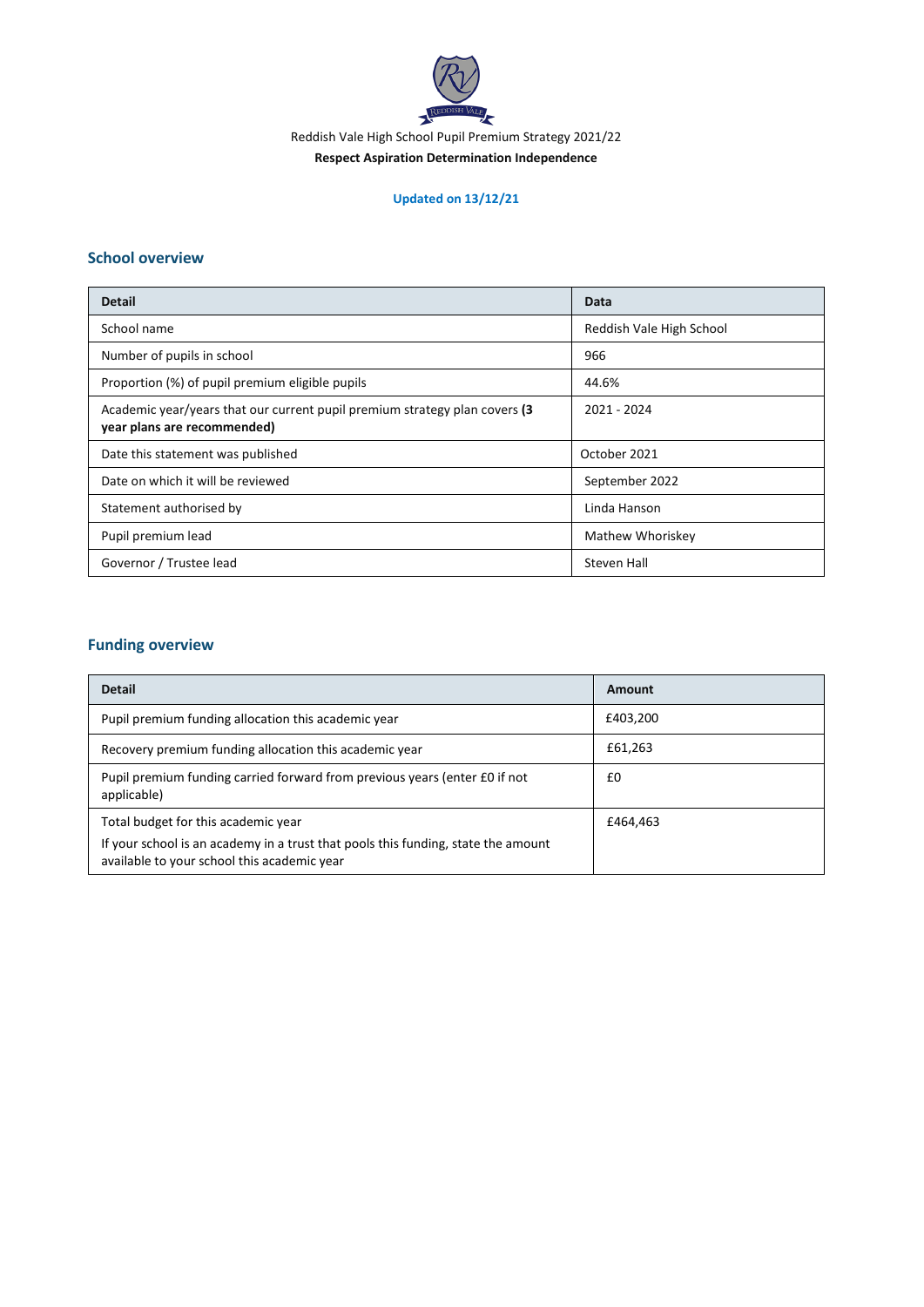Reddish Vale High School Pupil Premium Strategy 2021/22

**Respect Aspiration Determination Independence**

**Updated on 13/12/21**

## School overview

| Detail | Data |
|---|---|
| School name | Reddish Vale High School |
| Number of pupils in school | 966 |
| Proportion (%) of pupil premium eligible pupils | 44.6% |
| Academic year/years that our current pupil premium strategy plan covers **(3 year plans are recommended)** | 2021 - 2024 |
| Date this statement was published | October 2021 |
| Date on which it will be reviewed | September 2022 |
| Statement authorised by | Linda Hanson |
| Pupil premium lead | Mathew Whoriskey |
| Governor / Trustee lead | Steven Hall |

## Funding overview

| Detail | Amount |
|---|---|
| Pupil premium funding allocation this academic year | £403,200 |
| Recovery premium funding allocation this academic year | £61,263 |
| Pupil premium funding carried forward from previous years (enter £0 if not applicable) | £0 |
| Total budget for this academic year<br>If your school is an academy in a trust that pools this funding, state the amount available to your school this academic year | £464,463 |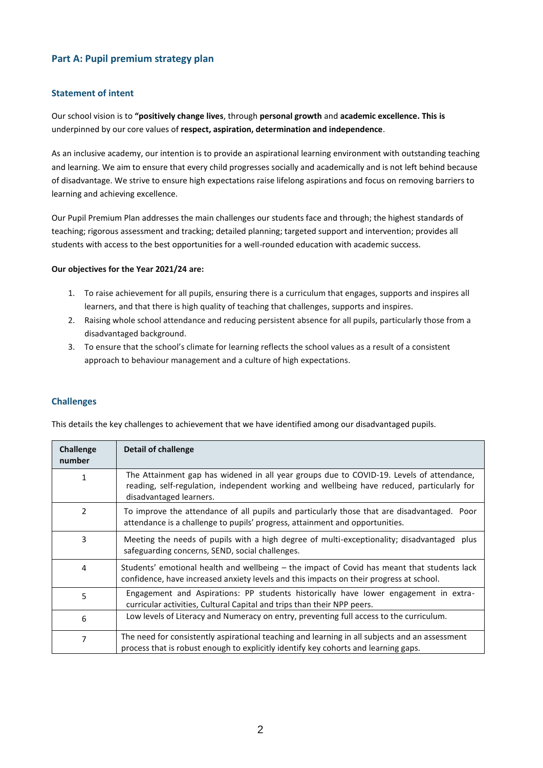## Part A: Pupil premium strategy plan

### Statement of intent

Our school vision is to **"positively change lives**, through **personal growth** and **academic excellence. This is** underpinned by our core values of **respect, aspiration, determination and independence**.

As an inclusive academy, our intention is to provide an aspirational learning environment with outstanding teaching and learning. We aim to ensure that every child progresses socially and academically and is not left behind because of disadvantage. We strive to ensure high expectations raise lifelong aspirations and focus on removing barriers to learning and achieving excellence.

Our Pupil Premium Plan addresses the main challenges our students face and through; the highest standards of teaching; rigorous assessment and tracking; detailed planning; targeted support and intervention; provides all students with access to the best opportunities for a well-rounded education with academic success.

**Our objectives for the Year 2021/24 are:**

1. To raise achievement for all pupils, ensuring there is a curriculum that engages, supports and inspires all learners, and that there is high quality of teaching that challenges, supports and inspires.
2. Raising whole school attendance and reducing persistent absence for all pupils, particularly those from a disadvantaged background.
3. To ensure that the school's climate for learning reflects the school values as a result of a consistent approach to behaviour management and a culture of high expectations.

### Challenges

This details the key challenges to achievement that we have identified among our disadvantaged pupils.

| Challenge number | Detail of challenge |
|---|---|
| 1 | The Attainment gap has widened in all year groups due to COVID-19. Levels of attendance, reading, self-regulation, independent working and wellbeing have reduced, particularly for disadvantaged learners. |
| 2 | To improve the attendance of all pupils and particularly those that are disadvantaged. Poor attendance is a challenge to pupils' progress, attainment and opportunities. |
| 3 | Meeting the needs of pupils with a high degree of multi-exceptionality; disadvantaged plus safeguarding concerns, SEND, social challenges. |
| 4 | Students' emotional health and wellbeing – the impact of Covid has meant that students lack confidence, have increased anxiety levels and this impacts on their progress at school. |
| 5 | Engagement and Aspirations: PP students historically have lower engagement in extra-curricular activities, Cultural Capital and trips than their NPP peers. |
| 6 | Low levels of Literacy and Numeracy on entry, preventing full access to the curriculum. |
| 7 | The need for consistently aspirational teaching and learning in all subjects and an assessment process that is robust enough to explicitly identify key cohorts and learning gaps. |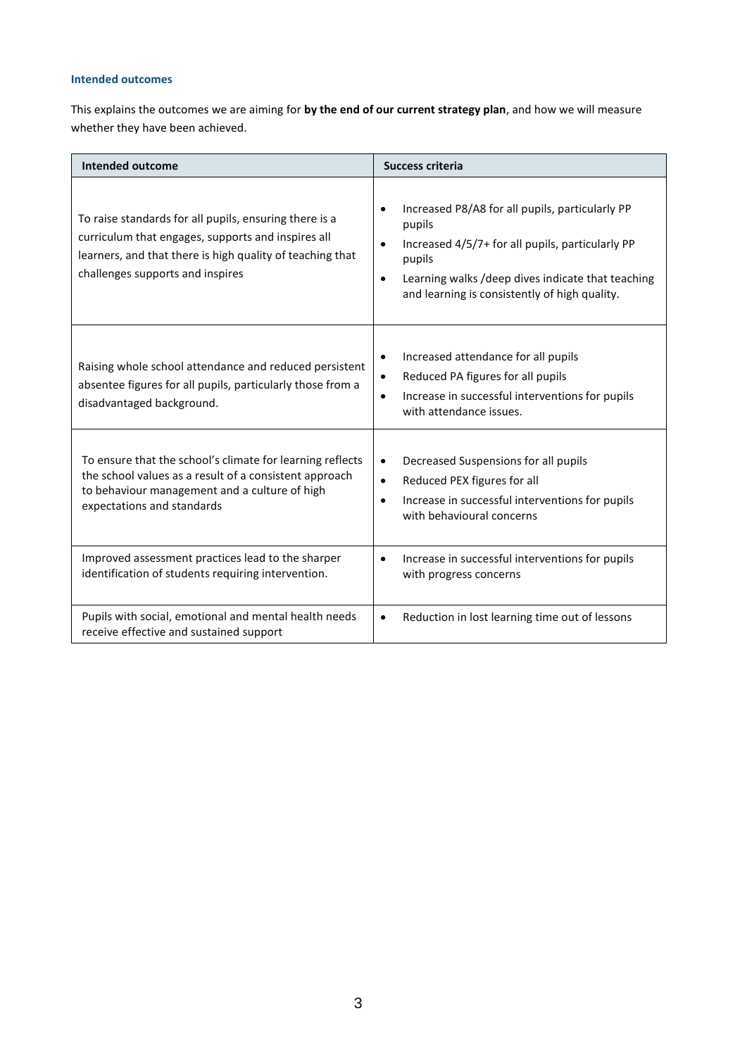### Intended outcomes

This explains the outcomes we are aiming for **by the end of our current strategy plan**, and how we will measure whether they have been achieved.

| Intended outcome | Success criteria |
|---|---|
| To raise standards for all pupils, ensuring there is a curriculum that engages, supports and inspires all learners, and that there is high quality of teaching that challenges supports and inspires | • Increased P8/A8 for all pupils, particularly PP pupils<br>• Increased 4/5/7+ for all pupils, particularly PP pupils<br>• Learning walks /deep dives indicate that teaching and learning is consistently of high quality. |
| Raising whole school attendance and reduced persistent absentee figures for all pupils, particularly those from a disadvantaged background. | • Increased attendance for all pupils<br>• Reduced PA figures for all pupils<br>• Increase in successful interventions for pupils with attendance issues. |
| To ensure that the school's climate for learning reflects the school values as a result of a consistent approach to behaviour management and a culture of high expectations and standards | • Decreased Suspensions for all pupils<br>• Reduced PEX figures for all<br>• Increase in successful interventions for pupils with behavioural concerns |
| Improved assessment practices lead to the sharper identification of students requiring intervention. | • Increase in successful interventions for pupils with progress concerns |
| Pupils with social, emotional and mental health needs receive effective and sustained support | • Reduction in lost learning time out of lessons |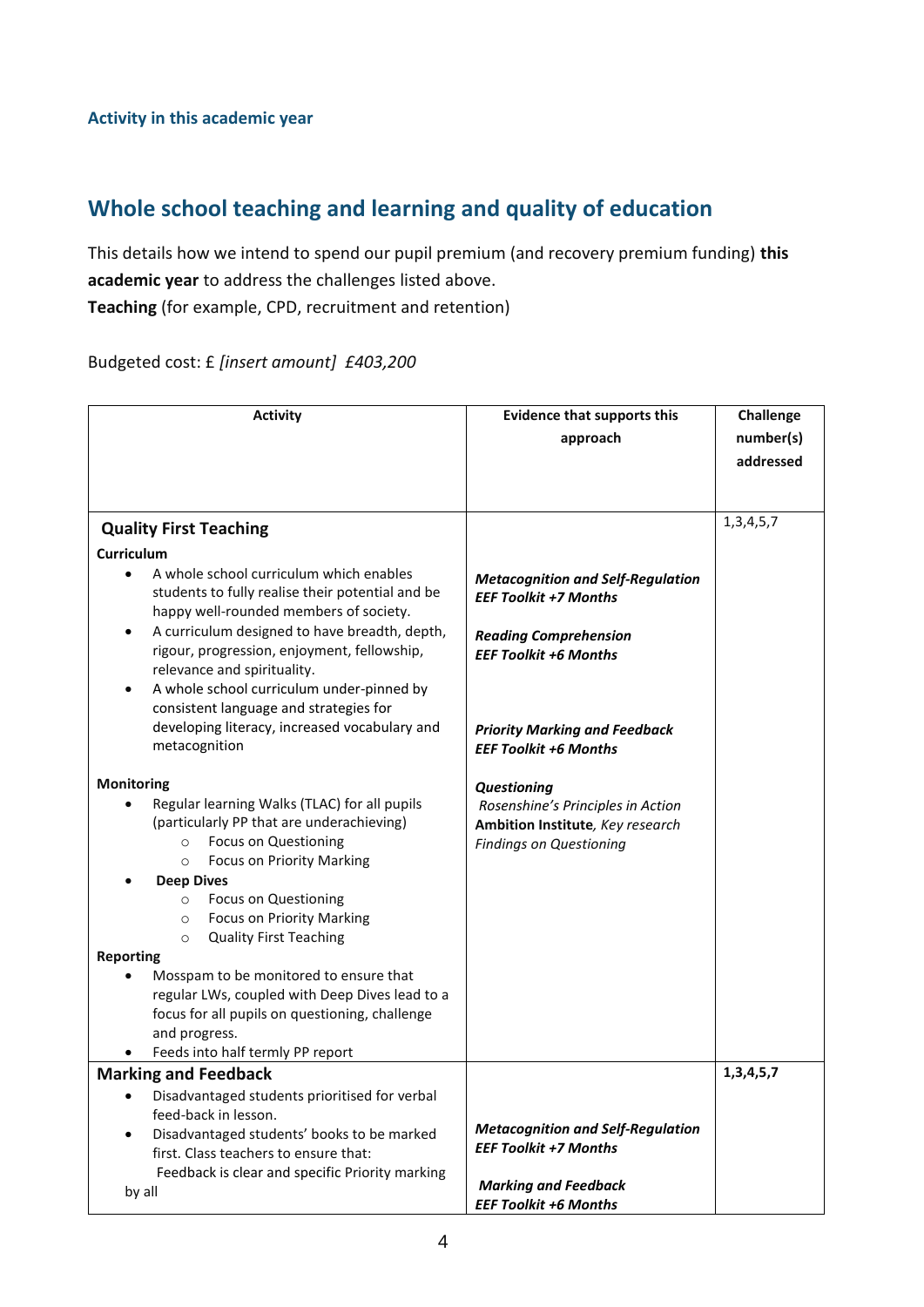### Activity in this academic year

## Whole school teaching and learning and quality of education

This details how we intend to spend our pupil premium (and recovery premium funding) **this academic year** to address the challenges listed above.
**Teaching** (for example, CPD, recruitment and retention)

Budgeted cost: £ *[insert amount]  £403,200*

| Activity | Evidence that supports this approach | Challenge number(s) addressed |
|---|---|---|
| **Quality First Teaching**<br><br>**Curriculum**<br>• A whole school curriculum which enables students to fully realise their potential and be happy well-rounded members of society.<br>• A curriculum designed to have breadth, depth, rigour, progression, enjoyment, fellowship, relevance and spirituality.<br>• A whole school curriculum under-pinned by consistent language and strategies for developing literacy, increased vocabulary and metacognition<br><br>**Monitoring**<br>• Regular learning Walks (TLAC) for all pupils (particularly PP that are underachieving)<br>&nbsp;&nbsp;&nbsp;&nbsp;○ Focus on Questioning<br>&nbsp;&nbsp;&nbsp;&nbsp;○ Focus on Priority Marking<br>• **Deep Dives**<br>&nbsp;&nbsp;&nbsp;&nbsp;○ Focus on Questioning<br>&nbsp;&nbsp;&nbsp;&nbsp;○ Focus on Priority Marking<br>&nbsp;&nbsp;&nbsp;&nbsp;○ Quality First Teaching<br><br>**Reporting**<br>• Mosspam to be monitored to ensure that regular LWs, coupled with Deep Dives lead to a focus for all pupils on questioning, challenge and progress.<br>• Feeds into half termly PP report | ***Metacognition and Self-Regulation EEF Toolkit +7 Months***<br><br>***Reading Comprehension EEF Toolkit +6 Months***<br><br>***Priority Marking and Feedback EEF Toolkit +6 Months***<br><br>***Questioning***<br>*Rosenshine's Principles in Action*<br>**Ambition Institute**, *Key research Findings on Questioning* | 1,3,4,5,7 |
| **Marking and Feedback**<br>• Disadvantaged students prioritised for verbal feed-back in lesson.<br>• Disadvantaged students' books to be marked first. Class teachers to ensure that:<br>Feedback is clear and specific Priority marking by all | ***Metacognition and Self-Regulation EEF Toolkit +7 Months***<br><br>***Marking and Feedback EEF Toolkit +6 Months*** | **1,3,4,5,7** |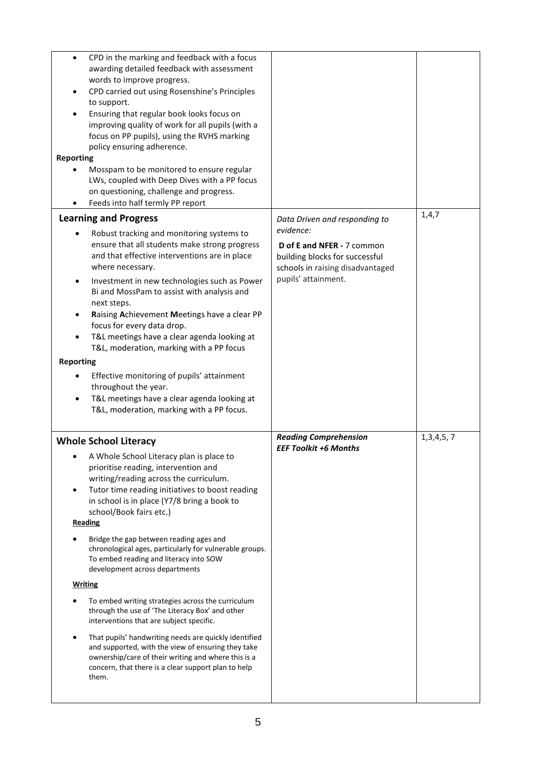| | | |
|---|---|---|
| • CPD in the marking and feedback with a focus awarding detailed feedback with assessment words to improve progress.<br>• CPD carried out using Rosenshine's Principles to support.<br>• Ensuring that regular book looks focus on improving quality of work for all pupils (with a focus on PP pupils), using the RVHS marking policy ensuring adherence.<br>**Reporting**<br>• Mosspam to be monitored to ensure regular LWs, coupled with Deep Dives with a PP focus on questioning, challenge and progress.<br>• Feeds into half termly PP report | | |
| **Learning and Progress**<br>• Robust tracking and monitoring systems to ensure that all students make strong progress and that effective interventions are in place where necessary.<br>• Investment in new technologies such as Power Bi and MossPam to assist with analysis and next steps.<br>• **R**aising **A**chievement **M**eetings have a clear PP focus for every data drop.<br>• T&L meetings have a clear agenda looking at T&L, moderation, marking with a PP focus<br>**Reporting**<br>• Effective monitoring of pupils' attainment throughout the year.<br>• T&L meetings have a clear agenda looking at T&L, moderation, marking with a PP focus. | *Data Driven and responding to evidence:*<br>**D of E and NFER -** 7 common building blocks for successful schools in raising disadvantaged pupils' attainment. | 1,4,7 |
| **Whole School Literacy**<br>• A Whole School Literacy plan is place to prioritise reading, intervention and writing/reading across the curriculum.<br>• Tutor time reading initiatives to boost reading in school is in place (Y7/8 bring a book to school/Book fairs etc.)<br>**Reading**<br>• Bridge the gap between reading ages and chronological ages, particularly for vulnerable groups. To embed reading and literacy into SOW development across departments<br>**Writing**<br>• To embed writing strategies across the curriculum through the use of 'The Literacy Box' and other interventions that are subject specific.<br>• That pupils' handwriting needs are quickly identified and supported, with the view of ensuring they take ownership/care of their writing and where this is a concern, that there is a clear support plan to help them. | ***Reading Comprehension***<br>***EEF Toolkit +6 Months*** | 1,3,4,5, 7 |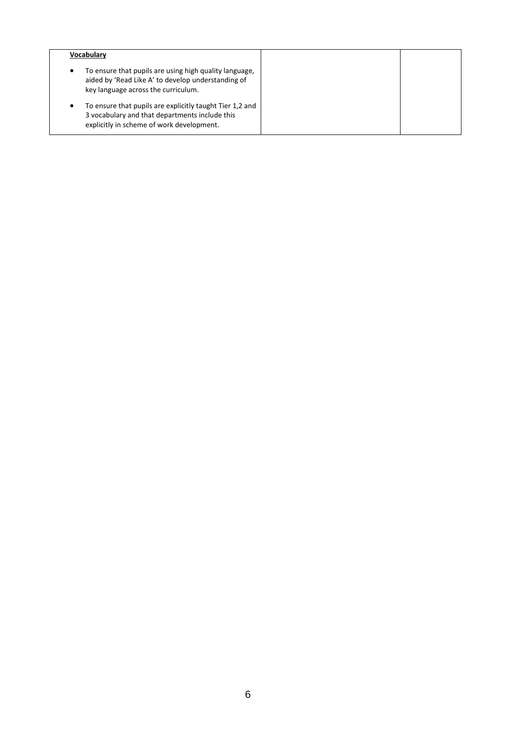| **Vocabulary**<br><br>• To ensure that pupils are using high quality language, aided by 'Read Like A' to develop understanding of key language across the curriculum.<br><br>• To ensure that pupils are explicitly taught Tier 1,2 and 3 vocabulary and that departments include this explicitly in scheme of work development. | | |
|---|---|---|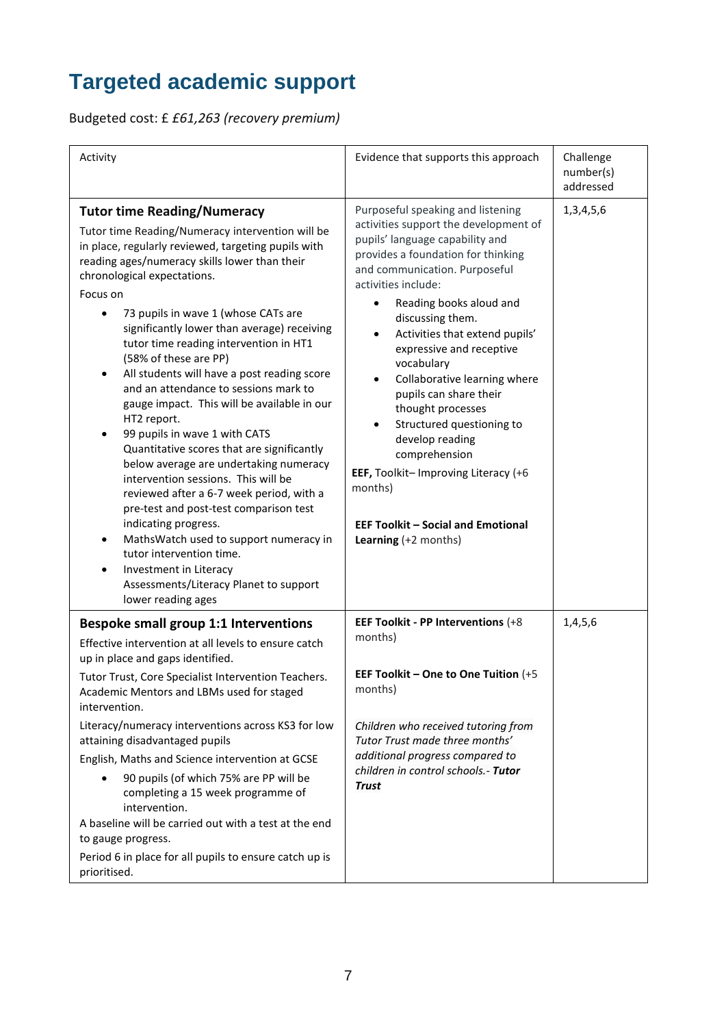## Targeted academic support

Budgeted cost: £ *£61,263 (recovery premium)*

| Activity | Evidence that supports this approach | Challenge number(s) addressed |
| --- | --- | --- |
| **Tutor time Reading/Numeracy**<br><br>Tutor time Reading/Numeracy intervention will be in place, regularly reviewed, targeting pupils with reading ages/numeracy skills lower than their chronological expectations.<br><br>Focus on<br>• 73 pupils in wave 1 (whose CATs are significantly lower than average) receiving tutor time reading intervention in HT1 (58% of these are PP)<br>• All students will have a post reading score and an attendance to sessions mark to gauge impact. This will be available in our HT2 report.<br>• 99 pupils in wave 1 with CATS Quantitative scores that are significantly below average are undertaking numeracy intervention sessions. This will be reviewed after a 6-7 week period, with a pre-test and post-test comparison test indicating progress.<br>• MathsWatch used to support numeracy in tutor intervention time.<br>• Investment in Literacy Assessments/Literacy Planet to support lower reading ages | Purposeful speaking and listening activities support the development of pupils' language capability and provides a foundation for thinking and communication. Purposeful activities include:<br>• Reading books aloud and discussing them.<br>• Activities that extend pupils' expressive and receptive vocabulary<br>• Collaborative learning where pupils can share their thought processes<br>• Structured questioning to develop reading comprehension<br><br>**EEF,** Toolkit– Improving Literacy (+6 months)<br><br>**EEF Toolkit – Social and Emotional Learning** (+2 months) | 1,3,4,5,6 |
| **Bespoke small group 1:1 Interventions**<br><br>Effective intervention at all levels to ensure catch up in place and gaps identified.<br><br>Tutor Trust, Core Specialist Intervention Teachers. Academic Mentors and LBMs used for staged intervention.<br><br>Literacy/numeracy interventions across KS3 for low attaining disadvantaged pupils<br><br>English, Maths and Science intervention at GCSE<br>• 90 pupils (of which 75% are PP will be completing a 15 week programme of intervention.<br><br>A baseline will be carried out with a test at the end to gauge progress.<br><br>Period 6 in place for all pupils to ensure catch up is prioritised. | **EEF Toolkit - PP Interventions** (+8 months)<br><br>**EEF Toolkit – One to One Tuition** (+5 months)<br><br>*Children who received tutoring from Tutor Trust made three months' additional progress compared to children in control schools.- **Tutor Trust*** | 1,4,5,6 |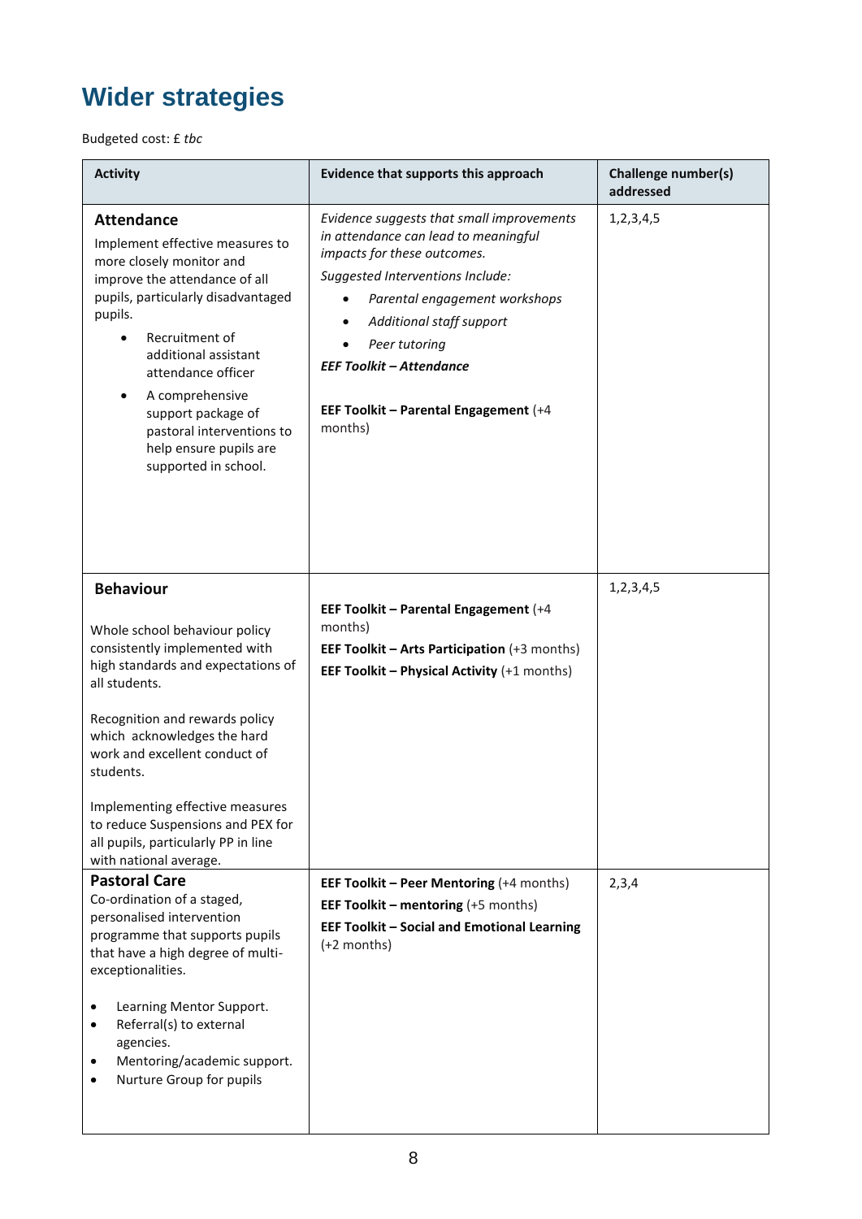## Wider strategies

Budgeted cost: £ *tbc*

| Activity | Evidence that supports this approach | Challenge number(s) addressed |
|---|---|---|
| **Attendance**<br>Implement effective measures to more closely monitor and improve the attendance of all pupils, particularly disadvantaged pupils.<br>• Recruitment of additional assistant attendance officer<br>• A comprehensive support package of pastoral interventions to help ensure pupils are supported in school. | *Evidence suggests that small improvements in attendance can lead to meaningful impacts for these outcomes.*<br>*Suggested Interventions Include:*<br>• *Parental engagement workshops*<br>• *Additional staff support*<br>• *Peer tutoring*<br>***EEF Toolkit – Attendance***<br><br>**EEF Toolkit – Parental Engagement** (+4 months) | 1,2,3,4,5 |
| **Behaviour**<br><br>Whole school behaviour policy consistently implemented with high standards and expectations of all students.<br><br>Recognition and rewards policy which acknowledges the hard work and excellent conduct of students.<br><br>Implementing effective measures to reduce Suspensions and PEX for all pupils, particularly PP in line with national average. | **EEF Toolkit – Parental Engagement** (+4 months)<br>**EEF Toolkit – Arts Participation** (+3 months)<br>**EEF Toolkit – Physical Activity** (+1 months) | 1,2,3,4,5 |
| **Pastoral Care**<br>Co-ordination of a staged, personalised intervention programme that supports pupils that have a high degree of multi-exceptionalities.<br><br>• Learning Mentor Support.<br>• Referral(s) to external agencies.<br>• Mentoring/academic support.<br>• Nurture Group for pupils | **EEF Toolkit – Peer Mentoring** (+4 months)<br>**EEF Toolkit – mentoring** (+5 months)<br>**EEF Toolkit – Social and Emotional Learning** (+2 months) | 2,3,4 |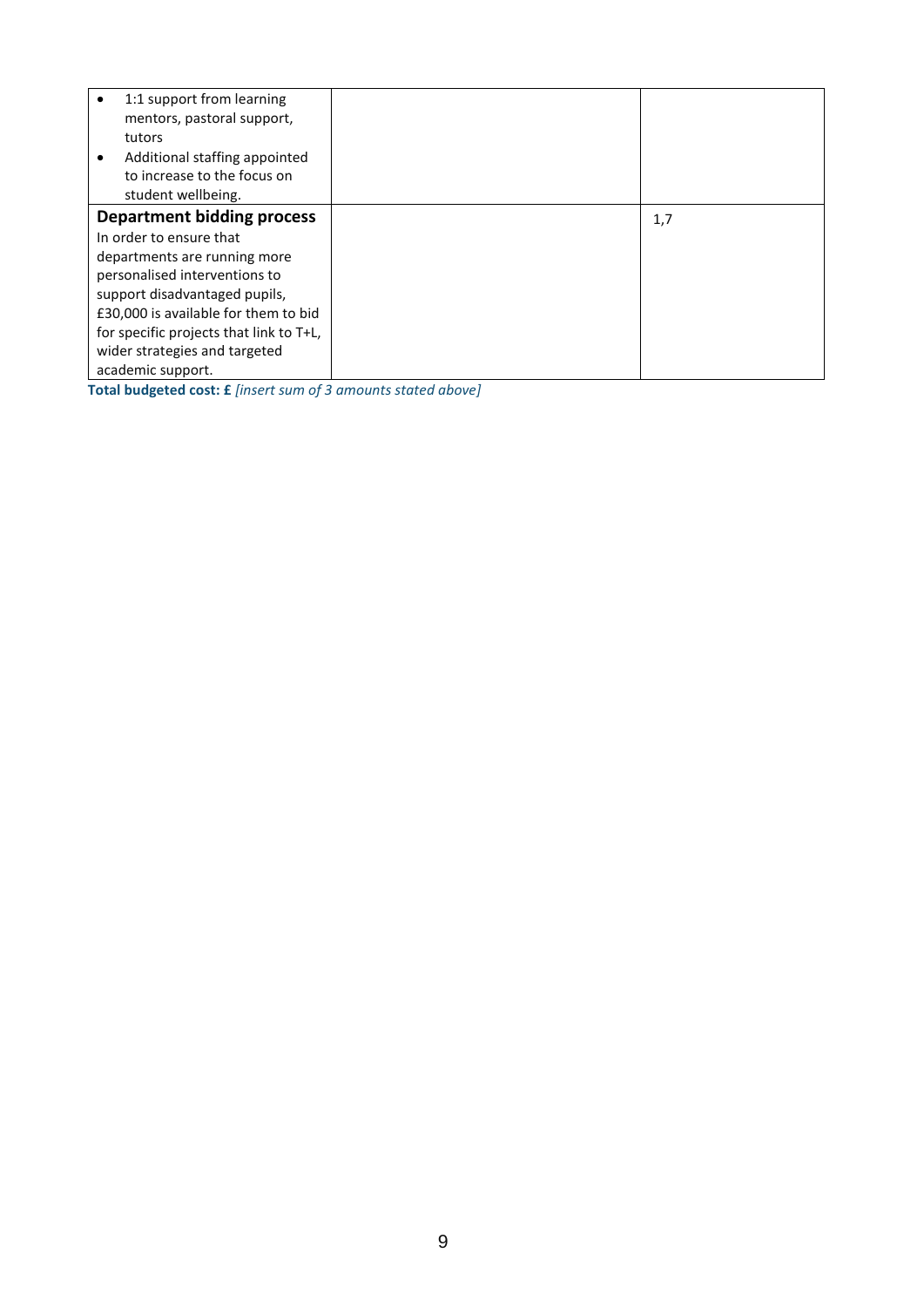| | | |
|---|---|---|
| • 1:1 support from learning mentors, pastoral support, tutors<br>• Additional staffing appointed to increase to the focus on student wellbeing. | | |
| **Department bidding process**<br>In order to ensure that departments are running more personalised interventions to support disadvantaged pupils, £30,000 is available for them to bid for specific projects that link to T+L, wider strategies and targeted academic support. | | 1,7 |

**Total budgeted cost: £** *[insert sum of 3 amounts stated above]*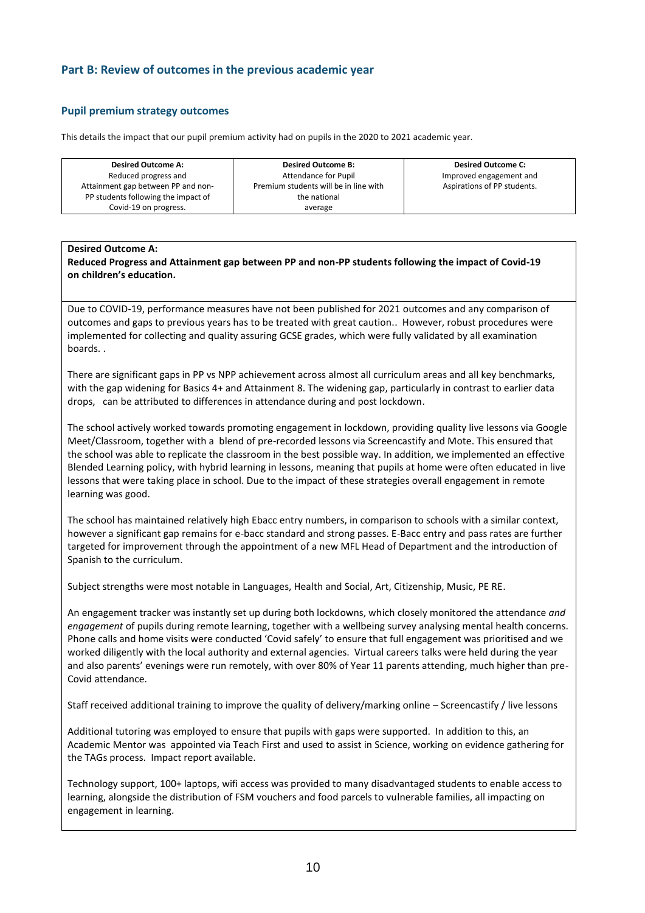## Part B: Review of outcomes in the previous academic year

### Pupil premium strategy outcomes

This details the impact that our pupil premium activity had on pupils in the 2020 to 2021 academic year.

| **Desired Outcome A:** Reduced progress and Attainment gap between PP and non-PP students following the impact of Covid-19 on progress. | **Desired Outcome B:** Attendance for Pupil Premium students will be in line with the national average | **Desired Outcome C:** Improved engagement and Aspirations of PP students. |
|---|---|---|

**Desired Outcome A:**
**Reduced Progress and Attainment gap between PP and non-PP students following the impact of Covid-19 on children's education.**

Due to COVID-19, performance measures have not been published for 2021 outcomes and any comparison of outcomes and gaps to previous years has to be treated with great caution.. However, robust procedures were implemented for collecting and quality assuring GCSE grades, which were fully validated by all examination boards. .

There are significant gaps in PP vs NPP achievement across almost all curriculum areas and all key benchmarks, with the gap widening for Basics 4+ and Attainment 8. The widening gap, particularly in contrast to earlier data drops, can be attributed to differences in attendance during and post lockdown.

The school actively worked towards promoting engagement in lockdown, providing quality live lessons via Google Meet/Classroom, together with a blend of pre-recorded lessons via Screencastify and Mote. This ensured that the school was able to replicate the classroom in the best possible way. In addition, we implemented an effective Blended Learning policy, with hybrid learning in lessons, meaning that pupils at home were often educated in live lessons that were taking place in school. Due to the impact of these strategies overall engagement in remote learning was good.

The school has maintained relatively high Ebacc entry numbers, in comparison to schools with a similar context, however a significant gap remains for e-bacc standard and strong passes. E-Bacc entry and pass rates are further targeted for improvement through the appointment of a new MFL Head of Department and the introduction of Spanish to the curriculum.

Subject strengths were most notable in Languages, Health and Social, Art, Citizenship, Music, PE RE.

An engagement tracker was instantly set up during both lockdowns, which closely monitored the attendance *and engagement* of pupils during remote learning, together with a wellbeing survey analysing mental health concerns. Phone calls and home visits were conducted 'Covid safely' to ensure that full engagement was prioritised and we worked diligently with the local authority and external agencies. Virtual careers talks were held during the year and also parents' evenings were run remotely, with over 80% of Year 11 parents attending, much higher than pre-Covid attendance.

Staff received additional training to improve the quality of delivery/marking online – Screencastify / live lessons

Additional tutoring was employed to ensure that pupils with gaps were supported. In addition to this, an Academic Mentor was appointed via Teach First and used to assist in Science, working on evidence gathering for the TAGs process. Impact report available.

Technology support, 100+ laptops, wifi access was provided to many disadvantaged students to enable access to learning, alongside the distribution of FSM vouchers and food parcels to vulnerable families, all impacting on engagement in learning.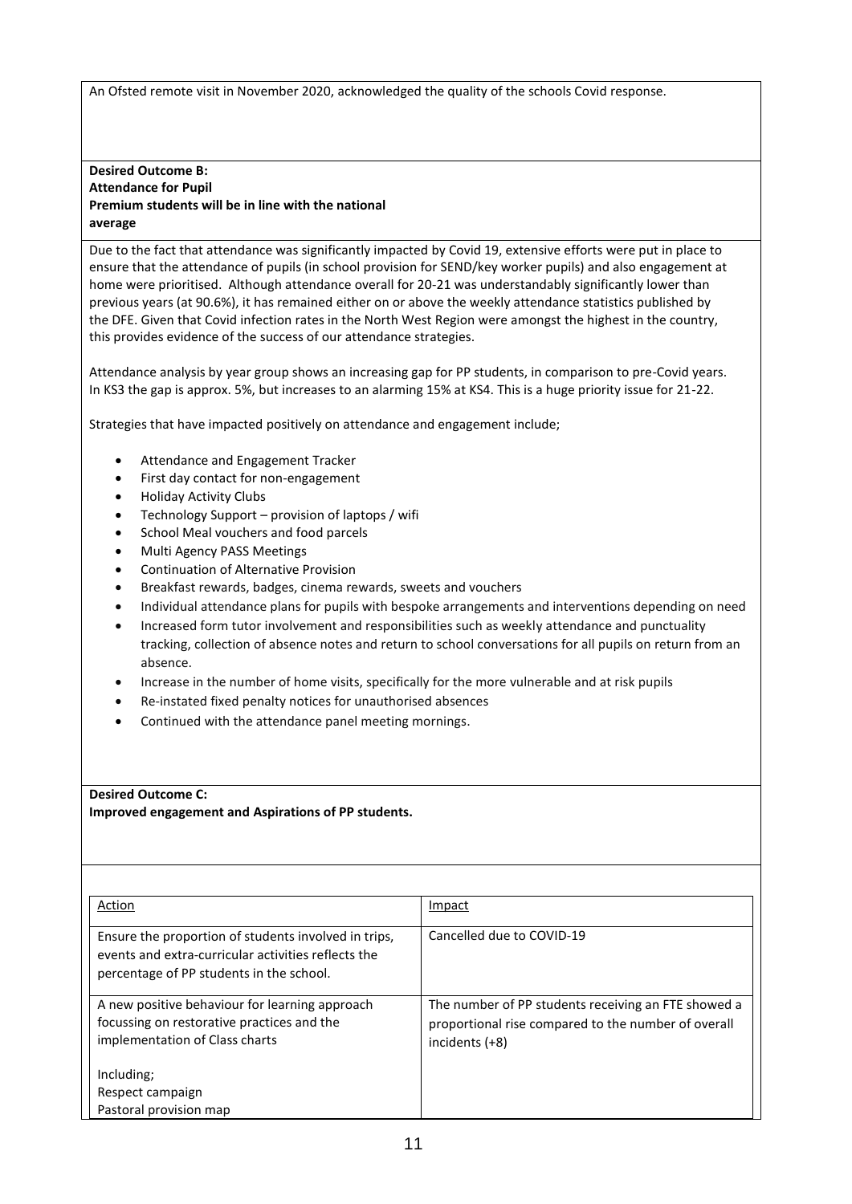An Ofsted remote visit in November 2020, acknowledged the quality of the schools Covid response.

**Desired Outcome B:**
**Attendance for Pupil**
**Premium students will be in line with the national average**

Due to the fact that attendance was significantly impacted by Covid 19, extensive efforts were put in place to ensure that the attendance of pupils (in school provision for SEND/key worker pupils) and also engagement at home were prioritised. Although attendance overall for 20-21 was understandably significantly lower than previous years (at 90.6%), it has remained either on or above the weekly attendance statistics published by the DFE. Given that Covid infection rates in the North West Region were amongst the highest in the country, this provides evidence of the success of our attendance strategies.

Attendance analysis by year group shows an increasing gap for PP students, in comparison to pre-Covid years. In KS3 the gap is approx. 5%, but increases to an alarming 15% at KS4. This is a huge priority issue for 21-22.

Strategies that have impacted positively on attendance and engagement include;

- Attendance and Engagement Tracker
- First day contact for non-engagement
- Holiday Activity Clubs
- Technology Support – provision of laptops / wifi
- School Meal vouchers and food parcels
- Multi Agency PASS Meetings
- Continuation of Alternative Provision
- Breakfast rewards, badges, cinema rewards, sweets and vouchers
- Individual attendance plans for pupils with bespoke arrangements and interventions depending on need
- Increased form tutor involvement and responsibilities such as weekly attendance and punctuality tracking, collection of absence notes and return to school conversations for all pupils on return from an absence.
- Increase in the number of home visits, specifically for the more vulnerable and at risk pupils
- Re-instated fixed penalty notices for unauthorised absences
- Continued with the attendance panel meeting mornings.

**Desired Outcome C:**
**Improved engagement and Aspirations of PP students.**

| Action | Impact |
|---|---|
| Ensure the proportion of students involved in trips, events and extra-curricular activities reflects the percentage of PP students in the school. | Cancelled due to COVID-19 |
| A new positive behaviour for learning approach focussing on restorative practices and the implementation of Class charts<br><br>Including;<br>Respect campaign<br>Pastoral provision map | The number of PP students receiving an FTE showed a proportional rise compared to the number of overall incidents (+8) |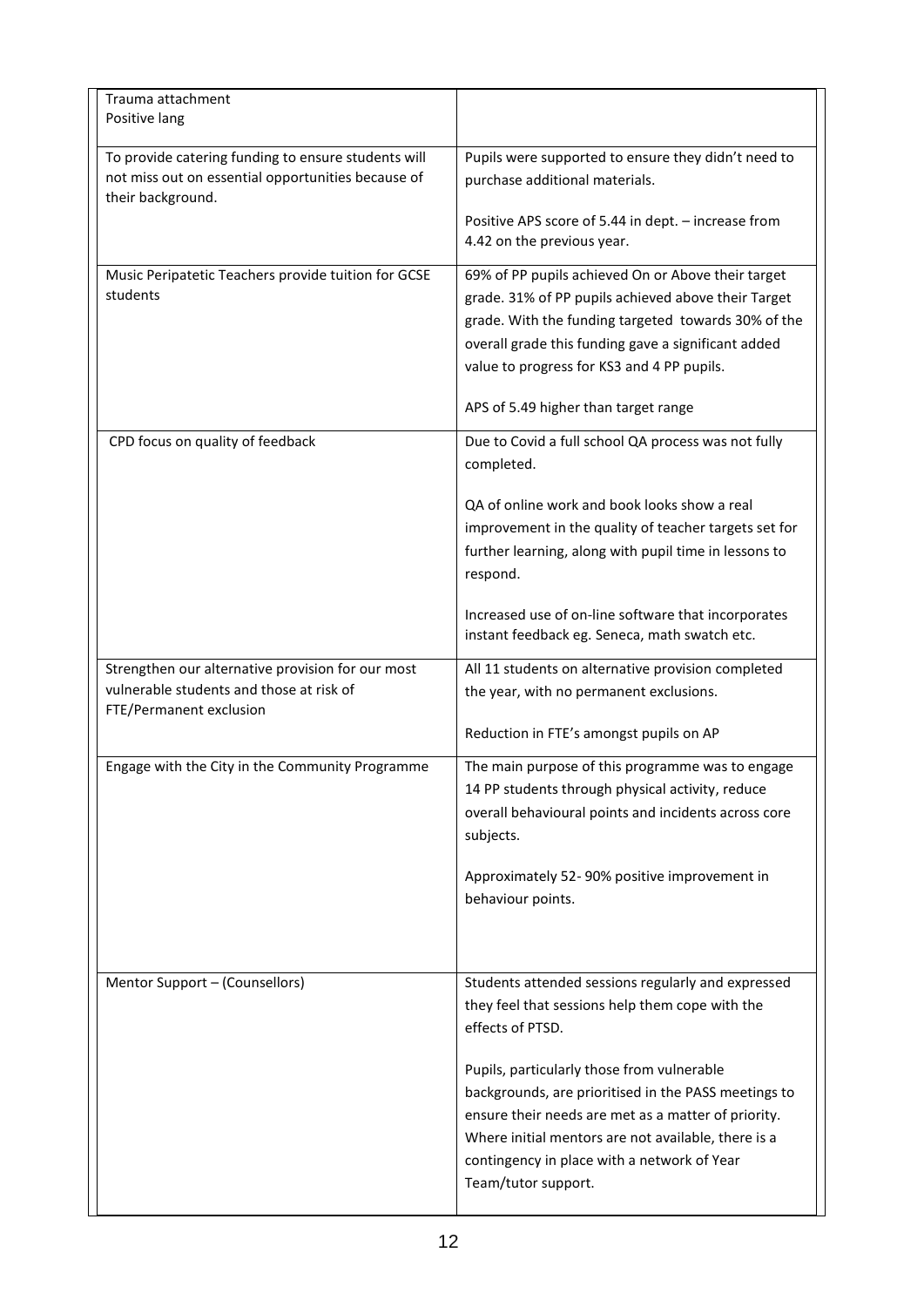| | |
|---|---|
| Trauma attachment<br>Positive lang | |
| To provide catering funding to ensure students will not miss out on essential opportunities because of their background. | Pupils were supported to ensure they didn't need to purchase additional materials.<br><br>Positive APS score of 5.44 in dept. – increase from 4.42 on the previous year. |
| Music Peripatetic Teachers provide tuition for GCSE students | 69% of PP pupils achieved On or Above their target grade. 31% of PP pupils achieved above their Target grade. With the funding targeted towards 30% of the overall grade this funding gave a significant added value to progress for KS3 and 4 PP pupils.<br><br>APS of 5.49 higher than target range |
| CPD focus on quality of feedback | Due to Covid a full school QA process was not fully completed.<br><br>QA of online work and book looks show a real improvement in the quality of teacher targets set for further learning, along with pupil time in lessons to respond.<br><br>Increased use of on-line software that incorporates instant feedback eg. Seneca, math swatch etc. |
| Strengthen our alternative provision for our most vulnerable students and those at risk of FTE/Permanent exclusion | All 11 students on alternative provision completed the year, with no permanent exclusions.<br><br>Reduction in FTE's amongst pupils on AP |
| Engage with the City in the Community Programme | The main purpose of this programme was to engage 14 PP students through physical activity, reduce overall behavioural points and incidents across core subjects.<br><br>Approximately 52- 90% positive improvement in behaviour points. |
| Mentor Support – (Counsellors) | Students attended sessions regularly and expressed they feel that sessions help them cope with the effects of PTSD.<br><br>Pupils, particularly those from vulnerable backgrounds, are prioritised in the PASS meetings to ensure their needs are met as a matter of priority. Where initial mentors are not available, there is a contingency in place with a network of Year Team/tutor support. |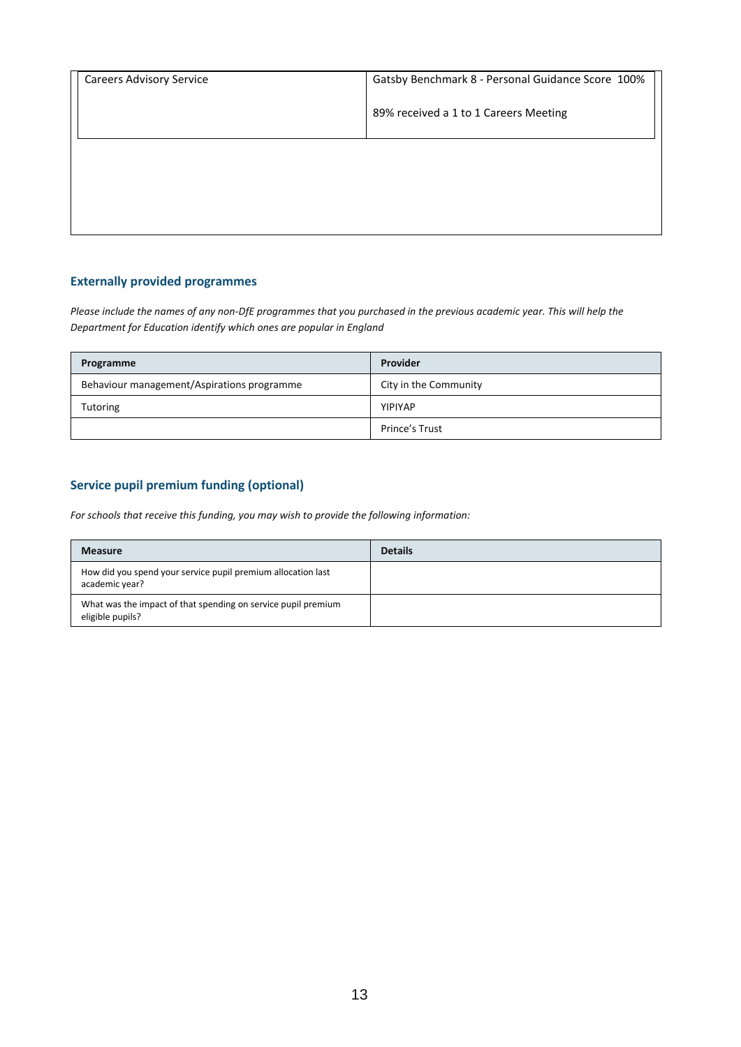| Careers Advisory Service | Gatsby Benchmark 8 - Personal Guidance Score 100%<br><br>89% received a 1 to 1 Careers Meeting |
|---|---|

## Externally provided programmes

*Please include the names of any non-DfE programmes that you purchased in the previous academic year. This will help the Department for Education identify which ones are popular in England*

| Programme | Provider |
|---|---|
| Behaviour management/Aspirations programme | City in the Community |
| Tutoring | YIPIYAP |
| | Prince's Trust |

## Service pupil premium funding (optional)

*For schools that receive this funding, you may wish to provide the following information:*

| Measure | Details |
|---|---|
| How did you spend your service pupil premium allocation last academic year? | |
| What was the impact of that spending on service pupil premium eligible pupils? | |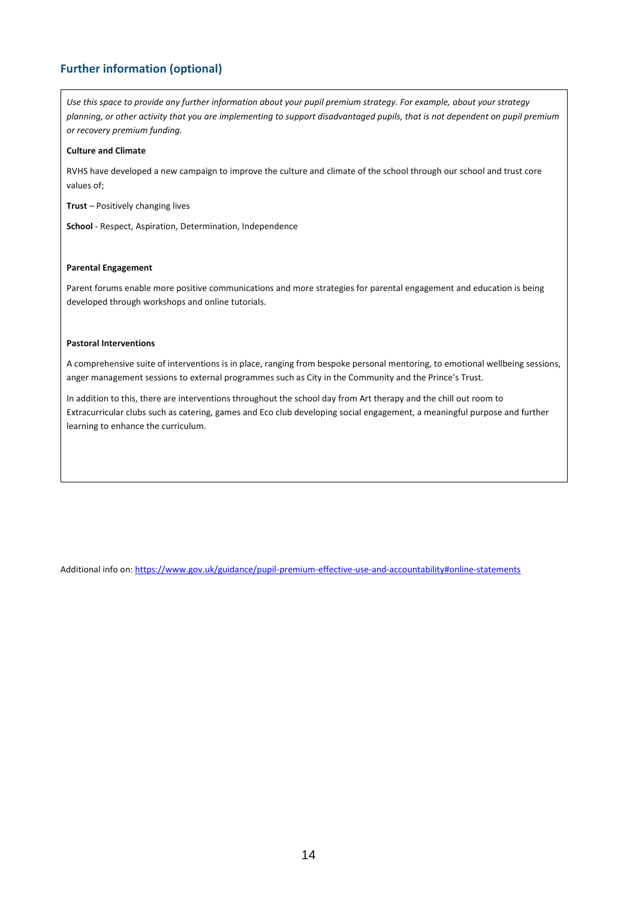## Further information (optional)

*Use this space to provide any further information about your pupil premium strategy. For example, about your strategy planning, or other activity that you are implementing to support disadvantaged pupils, that is not dependent on pupil premium or recovery premium funding.*

**Culture and Climate**

RVHS have developed a new campaign to improve the culture and climate of the school through our school and trust core values of;

**Trust** – Positively changing lives

**School** - Respect, Aspiration, Determination, Independence

**Parental Engagement**

Parent forums enable more positive communications and more strategies for parental engagement and education is being developed through workshops and online tutorials.

**Pastoral Interventions**

A comprehensive suite of interventions is in place, ranging from bespoke personal mentoring, to emotional wellbeing sessions, anger management sessions to external programmes such as City in the Community and the Prince's Trust.

In addition to this, there are interventions throughout the school day from Art therapy and the chill out room to Extracurricular clubs such as catering, games and Eco club developing social engagement, a meaningful purpose and further learning to enhance the curriculum.

Additional info on: [https://www.gov.uk/guidance/pupil-premium-effective-use-and-accountability#online-statements](https://www.gov.uk/guidance/pupil-premium-effective-use-and-accountability#online-statements)